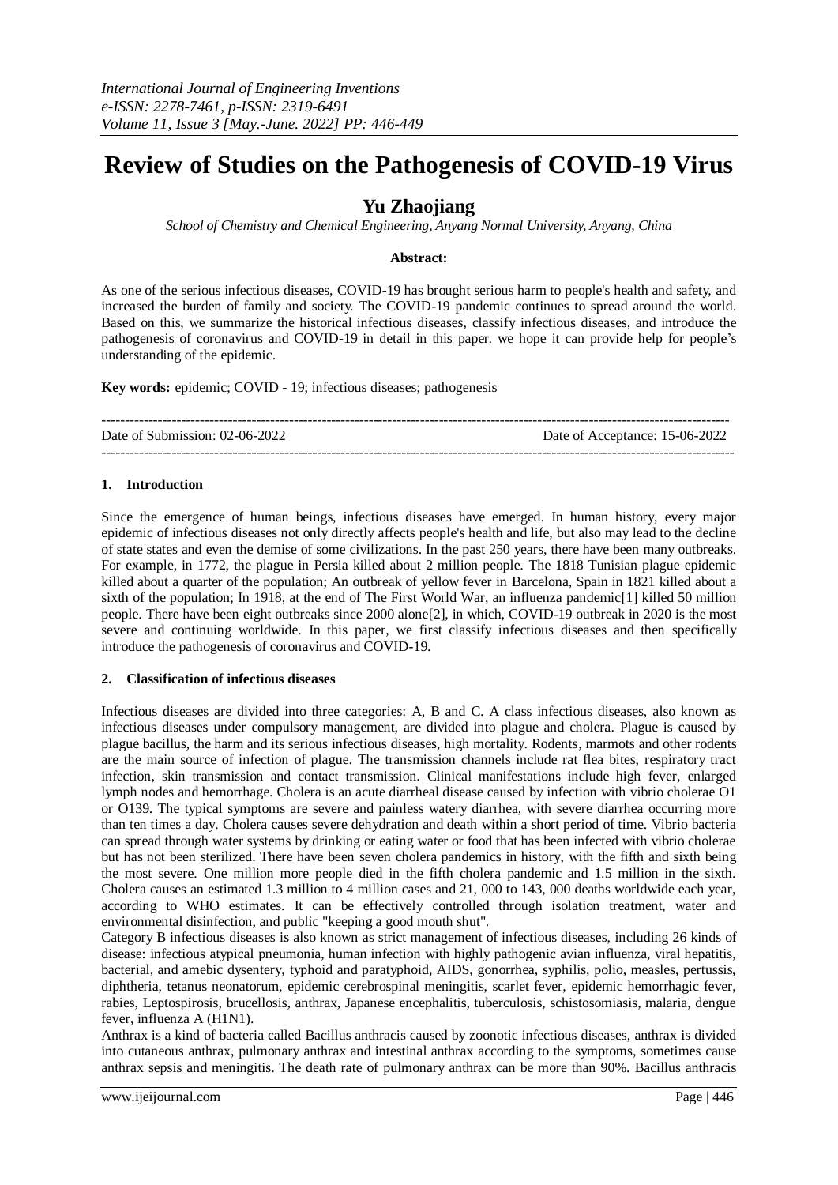# Review of Studies on the Pathogenesis of COVID-19 Virus

## Yu Zhaojiang

*School of Chemistry and Chemical Engineering, Anyang Normal University, Anyang, China*

**Abstract:**

As one of the serious infectious diseases, COVID-19 has brought serious harm to people's health and safety, and increased the burden of family and society. The COVID-19 pandemic continues to spread around the world. Based on this, we summarize the historical infectious diseases, classify infectious diseases, and introduce the pathogenesis of coronavirus and COVID-19 in detail in this paper. we hope it can provide help for people's understanding of the epidemic.

**Key words:** epidemic; COVID - 19; infectious diseases; pathogenesis

---

Date of Submission: 02-06-2022 Date of Acceptance: 15-06-2022

---

## 1. Introduction

Since the emergence of human beings, infectious diseases have emerged. In human history, every major epidemic of infectious diseases not only directly affects people's health and life, but also may lead to the decline of state states and even the demise of some civilizations. In the past 250 years, there have been many outbreaks. For example, in 1772, the plague in Persia killed about 2 million people. The 1818 Tunisian plague epidemic killed about a quarter of the population; An outbreak of yellow fever in Barcelona, Spain in 1821 killed about a sixth of the population; In 1918, at the end of The First World War, an influenza pandemic[1] killed 50 million people. There have been eight outbreaks since 2000 alone[2], in which, COVID-19 outbreak in 2020 is the most severe and continuing worldwide. In this paper, we first classify infectious diseases and then specifically introduce the pathogenesis of coronavirus and COVID-19.

## 2. Classification of infectious diseases

Infectious diseases are divided into three categories: A, B and C. A class infectious diseases, also known as infectious diseases under compulsory management, are divided into plague and cholera. Plague is caused by plague bacillus, the harm and its serious infectious diseases, high mortality. Rodents, marmots and other rodents are the main source of infection of plague. The transmission channels include rat flea bites, respiratory tract infection, skin transmission and contact transmission. Clinical manifestations include high fever, enlarged lymph nodes and hemorrhage. Cholera is an acute diarrheal disease caused by infection with vibrio cholerae O1 or O139. The typical symptoms are severe and painless watery diarrhea, with severe diarrhea occurring more than ten times a day. Cholera causes severe dehydration and death within a short period of time. Vibrio bacteria can spread through water systems by drinking or eating water or food that has been infected with vibrio cholerae but has not been sterilized. There have been seven cholera pandemics in history, with the fifth and sixth being the most severe. One million more people died in the fifth cholera pandemic and 1.5 million in the sixth. Cholera causes an estimated 1.3 million to 4 million cases and 21, 000 to 143, 000 deaths worldwide each year, according to WHO estimates. It can be effectively controlled through isolation treatment, water and environmental disinfection, and public "keeping a good mouth shut".

Category B infectious diseases is also known as strict management of infectious diseases, including 26 kinds of disease: infectious atypical pneumonia, human infection with highly pathogenic avian influenza, viral hepatitis, bacterial, and amebic dysentery, typhoid and paratyphoid, AIDS, gonorrhea, syphilis, polio, measles, pertussis, diphtheria, tetanus neonatorum, epidemic cerebrospinal meningitis, scarlet fever, epidemic hemorrhagic fever, rabies, Leptospirosis, brucellosis, anthrax, Japanese encephalitis, tuberculosis, schistosomiasis, malaria, dengue fever, influenza A (H1N1).

Anthrax is a kind of bacteria called Bacillus anthracis caused by zoonotic infectious diseases, anthrax is divided into cutaneous anthrax, pulmonary anthrax and intestinal anthrax according to the symptoms, sometimes cause anthrax sepsis and meningitis. The death rate of pulmonary anthrax can be more than 90%. Bacillus anthracis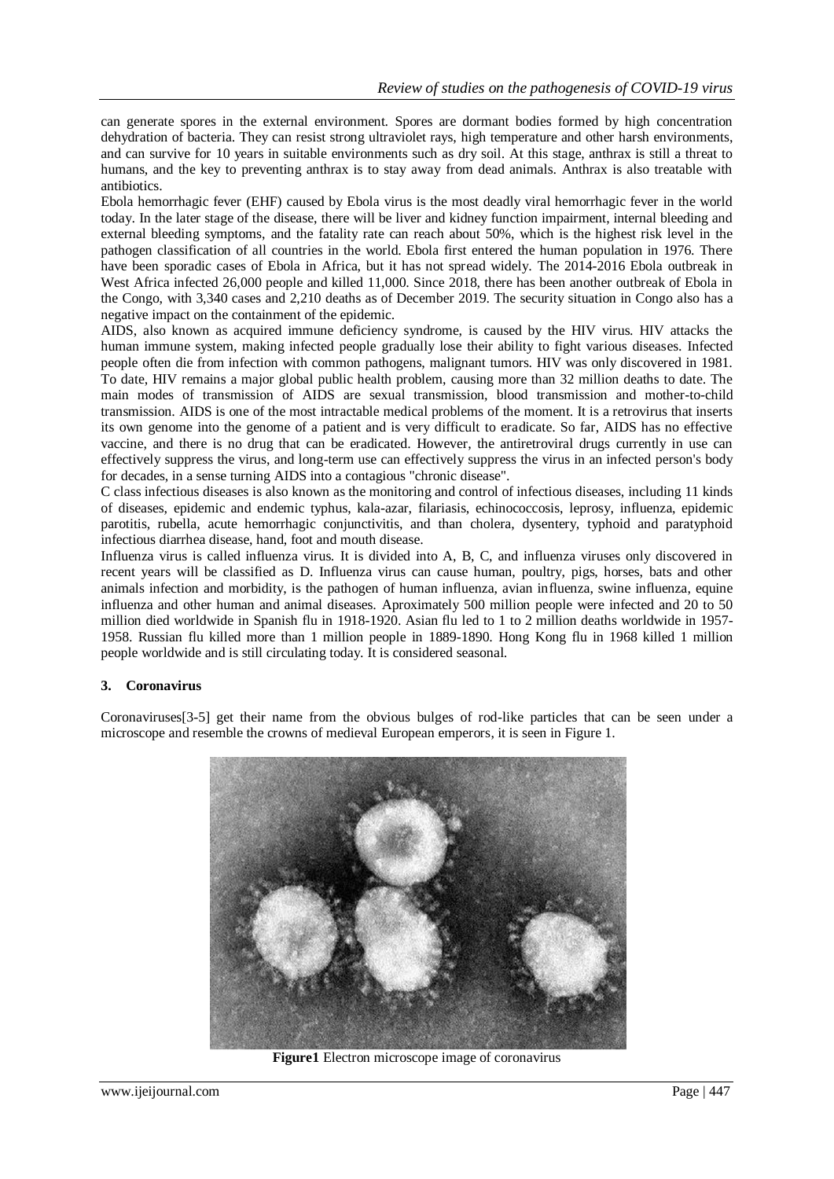can generate spores in the external environment. Spores are dormant bodies formed by high concentration dehydration of bacteria. They can resist strong ultraviolet rays, high temperature and other harsh environments, and can survive for 10 years in suitable environments such as dry soil. At this stage, anthrax is still a threat to humans, and the key to preventing anthrax is to stay away from dead animals. Anthrax is also treatable with antibiotics.

Ebola hemorrhagic fever (EHF) caused by Ebola virus is the most deadly viral hemorrhagic fever in the world today. In the later stage of the disease, there will be liver and kidney function impairment, internal bleeding and external bleeding symptoms, and the fatality rate can reach about 50%, which is the highest risk level in the pathogen classification of all countries in the world. Ebola first entered the human population in 1976. There have been sporadic cases of Ebola in Africa, but it has not spread widely. The 2014-2016 Ebola outbreak in West Africa infected 26,000 people and killed 11,000. Since 2018, there has been another outbreak of Ebola in the Congo, with 3,340 cases and 2,210 deaths as of December 2019. The security situation in Congo also has a negative impact on the containment of the epidemic.

AIDS, also known as acquired immune deficiency syndrome, is caused by the HIV virus. HIV attacks the human immune system, making infected people gradually lose their ability to fight various diseases. Infected people often die from infection with common pathogens, malignant tumors. HIV was only discovered in 1981. To date, HIV remains a major global public health problem, causing more than 32 million deaths to date. The main modes of transmission of AIDS are sexual transmission, blood transmission and mother-to-child transmission. AIDS is one of the most intractable medical problems of the moment. It is a retrovirus that inserts its own genome into the genome of a patient and is very difficult to eradicate. So far, AIDS has no effective vaccine, and there is no drug that can be eradicated. However, the antiretroviral drugs currently in use can effectively suppress the virus, and long-term use can effectively suppress the virus in an infected person's body for decades, in a sense turning AIDS into a contagious "chronic disease".

C class infectious diseases is also known as the monitoring and control of infectious diseases, including 11 kinds of diseases, epidemic and endemic typhus, kala-azar, filariasis, echinococcosis, leprosy, influenza, epidemic parotitis, rubella, acute hemorrhagic conjunctivitis, and than cholera, dysentery, typhoid and paratyphoid infectious diarrhea disease, hand, foot and mouth disease.

Influenza virus is called influenza virus. It is divided into A, B, C, and influenza viruses only discovered in recent years will be classified as D. Influenza virus can cause human, poultry, pigs, horses, bats and other animals infection and morbidity, is the pathogen of human influenza, avian influenza, swine influenza, equine influenza and other human and animal diseases. Aproximately 500 million people were infected and 20 to 50 million died worldwide in Spanish flu in 1918-1920. Asian flu led to 1 to 2 million deaths worldwide in 1957-1958. Russian flu killed more than 1 million people in 1889-1890. Hong Kong flu in 1968 killed 1 million people worldwide and is still circulating today. It is considered seasonal.

## 3. Coronavirus

Coronaviruses[3-5] get their name from the obvious bulges of rod-like particles that can be seen under a microscope and resemble the crowns of medieval European emperors, it is seen in Figure 1.

**Figure1** Electron microscope image of coronavirus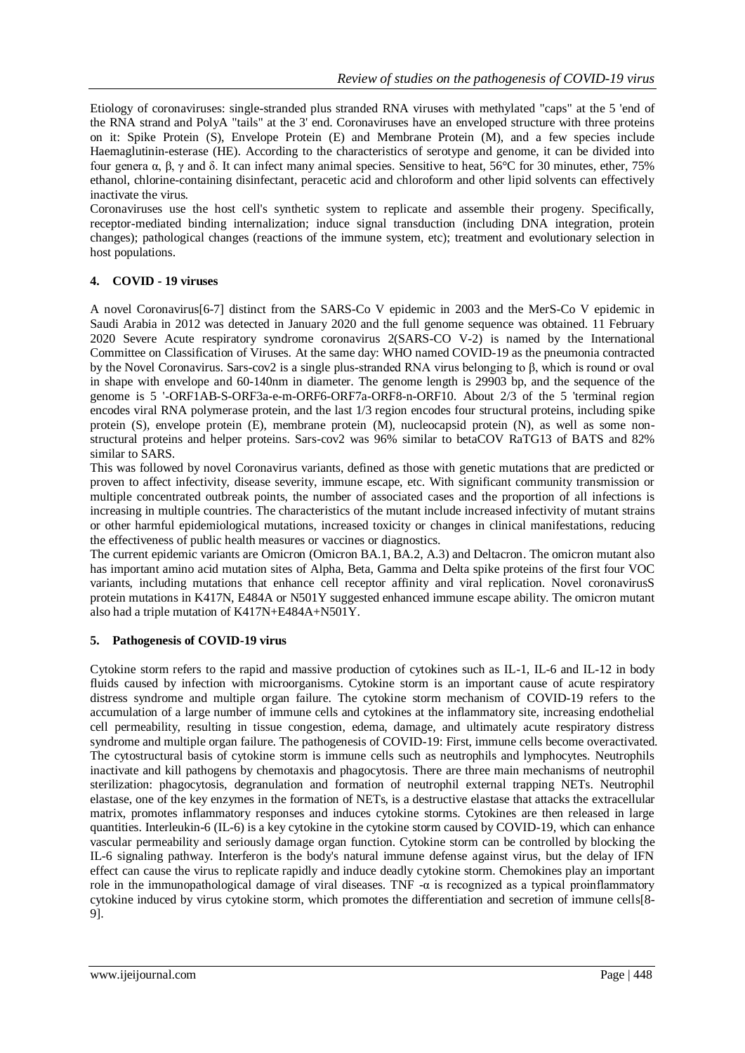Etiology of coronaviruses: single-stranded plus stranded RNA viruses with methylated "caps" at the 5 'end of the RNA strand and PolyA "tails" at the 3' end. Coronaviruses have an enveloped structure with three proteins on it: Spike Protein (S), Envelope Protein (E) and Membrane Protein (M), and a few species include Haemaglutinin-esterase (HE). According to the characteristics of serotype and genome, it can be divided into four genera α, β, γ and δ. It can infect many animal species. Sensitive to heat, 56°C for 30 minutes, ether, 75% ethanol, chlorine-containing disinfectant, peracetic acid and chloroform and other lipid solvents can effectively inactivate the virus.

Coronaviruses use the host cell's synthetic system to replicate and assemble their progeny. Specifically, receptor-mediated binding internalization; induce signal transduction (including DNA integration, protein changes); pathological changes (reactions of the immune system, etc); treatment and evolutionary selection in host populations.

## 4. COVID - 19 viruses

A novel Coronavirus[6-7] distinct from the SARS-Co V epidemic in 2003 and the MerS-Co V epidemic in Saudi Arabia in 2012 was detected in January 2020 and the full genome sequence was obtained. 11 February 2020 Severe Acute respiratory syndrome coronavirus 2(SARS-CO V-2) is named by the International Committee on Classification of Viruses. At the same day: WHO named COVID-19 as the pneumonia contracted by the Novel Coronavirus. Sars-cov2 is a single plus-stranded RNA virus belonging to β, which is round or oval in shape with envelope and 60-140nm in diameter. The genome length is 29903 bp, and the sequence of the genome is 5 '-ORF1AB-S-ORF3a-e-m-ORF6-ORF7a-ORF8-n-ORF10. About 2/3 of the 5 'terminal region encodes viral RNA polymerase protein, and the last 1/3 region encodes four structural proteins, including spike protein (S), envelope protein (E), membrane protein (M), nucleocapsid protein (N), as well as some non-structural proteins and helper proteins. Sars-cov2 was 96% similar to betaCOV RaTG13 of BATS and 82% similar to SARS.

This was followed by novel Coronavirus variants, defined as those with genetic mutations that are predicted or proven to affect infectivity, disease severity, immune escape, etc. With significant community transmission or multiple concentrated outbreak points, the number of associated cases and the proportion of all infections is increasing in multiple countries. The characteristics of the mutant include increased infectivity of mutant strains or other harmful epidemiological mutations, increased toxicity or changes in clinical manifestations, reducing the effectiveness of public health measures or vaccines or diagnostics.

The current epidemic variants are Omicron (Omicron BA.1, BA.2, A.3) and Deltacron. The omicron mutant also has important amino acid mutation sites of Alpha, Beta, Gamma and Delta spike proteins of the first four VOC variants, including mutations that enhance cell receptor affinity and viral replication. Novel coronavirusS protein mutations in K417N, E484A or N501Y suggested enhanced immune escape ability. The omicron mutant also had a triple mutation of K417N+E484A+N501Y.

## 5. Pathogenesis of COVID-19 virus

Cytokine storm refers to the rapid and massive production of cytokines such as IL-1, IL-6 and IL-12 in body fluids caused by infection with microorganisms. Cytokine storm is an important cause of acute respiratory distress syndrome and multiple organ failure. The cytokine storm mechanism of COVID-19 refers to the accumulation of a large number of immune cells and cytokines at the inflammatory site, increasing endothelial cell permeability, resulting in tissue congestion, edema, damage, and ultimately acute respiratory distress syndrome and multiple organ failure. The pathogenesis of COVID-19: First, immune cells become overactivated. The cytostructural basis of cytokine storm is immune cells such as neutrophils and lymphocytes. Neutrophils inactivate and kill pathogens by chemotaxis and phagocytosis. There are three main mechanisms of neutrophil sterilization: phagocytosis, degranulation and formation of neutrophil external trapping NETs. Neutrophil elastase, one of the key enzymes in the formation of NETs, is a destructive elastase that attacks the extracellular matrix, promotes inflammatory responses and induces cytokine storms. Cytokines are then released in large quantities. Interleukin-6 (IL-6) is a key cytokine in the cytokine storm caused by COVID-19, which can enhance vascular permeability and seriously damage organ function. Cytokine storm can be controlled by blocking the IL-6 signaling pathway. Interferon is the body's natural immune defense against virus, but the delay of IFN effect can cause the virus to replicate rapidly and induce deadly cytokine storm. Chemokines play an important role in the immunopathological damage of viral diseases. TNF -α is recognized as a typical proinflammatory cytokine induced by virus cytokine storm, which promotes the differentiation and secretion of immune cells[8-9].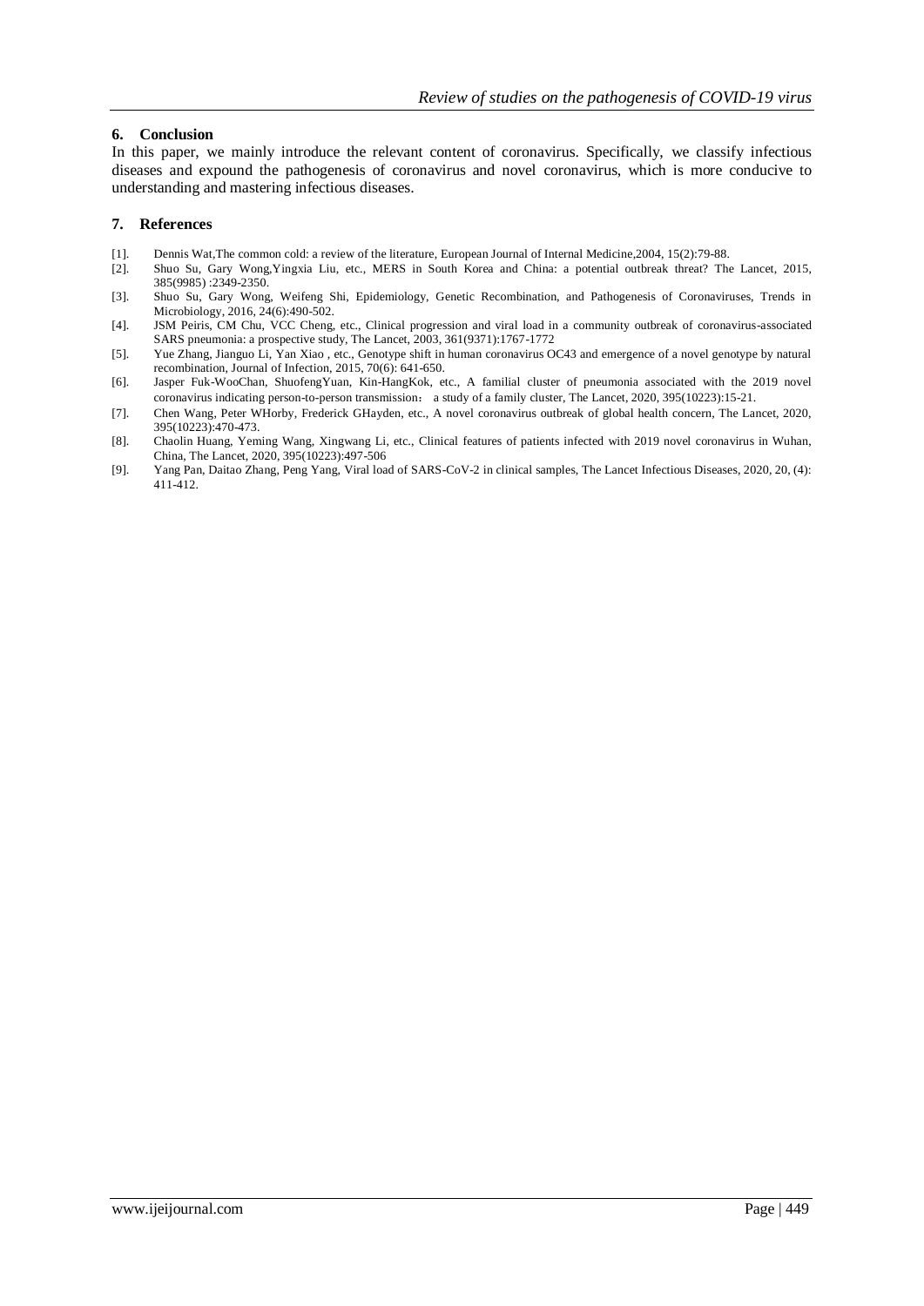## 6. Conclusion

In this paper, we mainly introduce the relevant content of coronavirus. Specifically, we classify infectious diseases and expound the pathogenesis of coronavirus and novel coronavirus, which is more conducive to understanding and mastering infectious diseases.

## 7. References

[1]. Dennis Wat,The common cold: a review of the literature, European Journal of Internal Medicine,2004, 15(2):79-88.

[2]. Shuo Su, Gary Wong,Yingxia Liu, etc., MERS in South Korea and China: a potential outbreak threat? The Lancet, 2015, 385(9985) :2349-2350.

[3]. Shuo Su, Gary Wong, Weifeng Shi, Epidemiology, Genetic Recombination, and Pathogenesis of Coronaviruses, Trends in Microbiology, 2016, 24(6):490-502.

[4]. JSM Peiris, CM Chu, VCC Cheng, etc., Clinical progression and viral load in a community outbreak of coronavirus-associated SARS pneumonia: a prospective study, The Lancet, 2003, 361(9371):1767-1772

[5]. Yue Zhang, Jianguo Li, Yan Xiao , etc., Genotype shift in human coronavirus OC43 and emergence of a novel genotype by natural recombination, Journal of Infection, 2015, 70(6): 641-650.

[6]. Jasper Fuk-WooChan, ShuofengYuan, Kin-HangKok, etc., A familial cluster of pneumonia associated with the 2019 novel coronavirus indicating person-to-person transmission： a study of a family cluster, The Lancet, 2020, 395(10223):15-21.

[7]. Chen Wang, Peter WHorby, Frederick GHayden, etc., A novel coronavirus outbreak of global health concern, The Lancet, 2020, 395(10223):470-473.

[8]. Chaolin Huang, Yeming Wang, Xingwang Li, etc., Clinical features of patients infected with 2019 novel coronavirus in Wuhan, China, The Lancet, 2020, 395(10223):497-506

[9]. Yang Pan, Daitao Zhang, Peng Yang, Viral load of SARS-CoV-2 in clinical samples, The Lancet Infectious Diseases, 2020, 20, (4): 411-412.